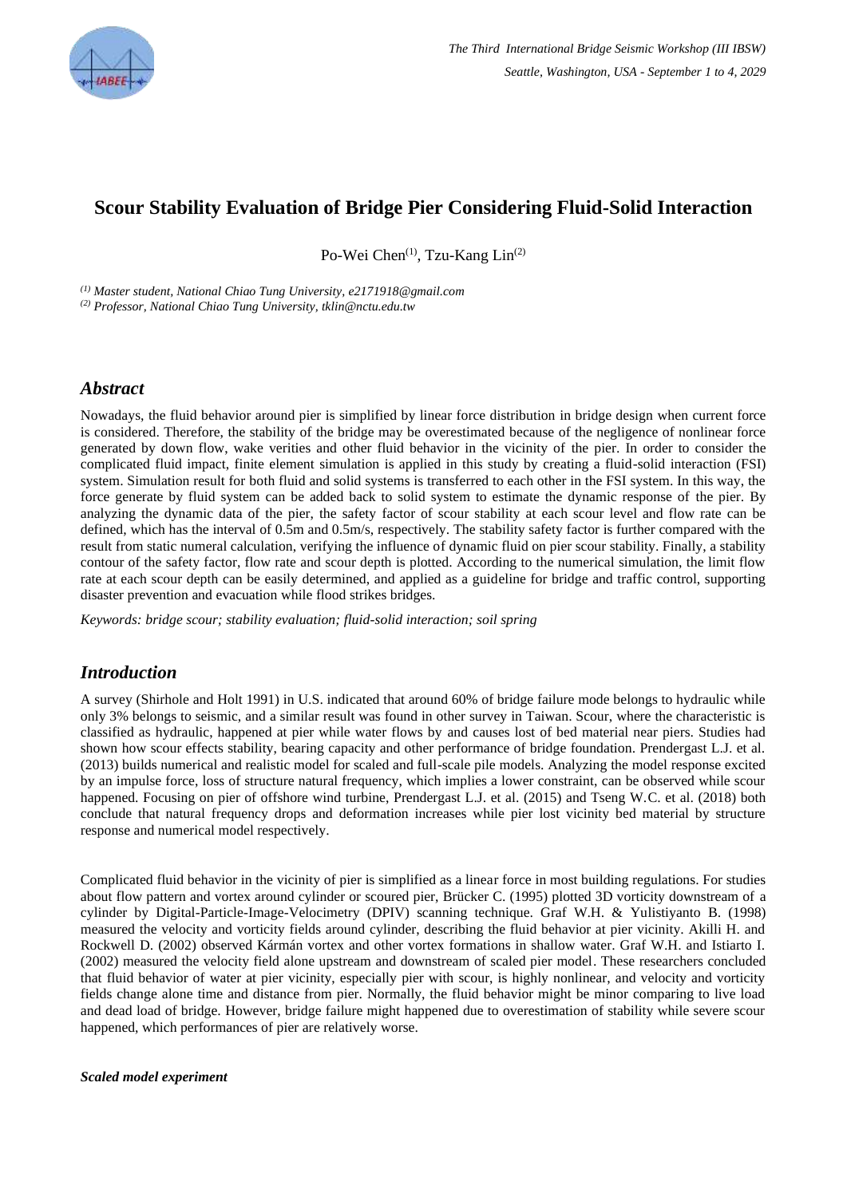# Scour Stability Evaluation of Bridge Pier Considering Fluid-Solid Interaction

Po-Wei Chen(1), Tzu-Kang Lin(2)

*(1) Master student, National Chiao Tung University, e2171918@gmail.com*
*(2) Professor, National Chiao Tung University, tklin@nctu.edu.tw*

## *Abstract*

Nowadays, the fluid behavior around pier is simplified by linear force distribution in bridge design when current force is considered. Therefore, the stability of the bridge may be overestimated because of the negligence of nonlinear force generated by down flow, wake verities and other fluid behavior in the vicinity of the pier. In order to consider the complicated fluid impact, finite element simulation is applied in this study by creating a fluid-solid interaction (FSI) system. Simulation result for both fluid and solid systems is transferred to each other in the FSI system. In this way, the force generate by fluid system can be added back to solid system to estimate the dynamic response of the pier. By analyzing the dynamic data of the pier, the safety factor of scour stability at each scour level and flow rate can be defined, which has the interval of 0.5m and 0.5m/s, respectively. The stability safety factor is further compared with the result from static numeral calculation, verifying the influence of dynamic fluid on pier scour stability. Finally, a stability contour of the safety factor, flow rate and scour depth is plotted. According to the numerical simulation, the limit flow rate at each scour depth can be easily determined, and applied as a guideline for bridge and traffic control, supporting disaster prevention and evacuation while flood strikes bridges.

*Keywords: bridge scour; stability evaluation; fluid-solid interaction; soil spring*

## *Introduction*

A survey (Shirhole and Holt 1991) in U.S. indicated that around 60% of bridge failure mode belongs to hydraulic while only 3% belongs to seismic, and a similar result was found in other survey in Taiwan. Scour, where the characteristic is classified as hydraulic, happened at pier while water flows by and causes lost of bed material near piers. Studies had shown how scour effects stability, bearing capacity and other performance of bridge foundation. Prendergast L.J. et al. (2013) builds numerical and realistic model for scaled and full-scale pile models. Analyzing the model response excited by an impulse force, loss of structure natural frequency, which implies a lower constraint, can be observed while scour happened. Focusing on pier of offshore wind turbine, Prendergast L.J. et al. (2015) and Tseng W.C. et al. (2018) both conclude that natural frequency drops and deformation increases while pier lost vicinity bed material by structure response and numerical model respectively.

Complicated fluid behavior in the vicinity of pier is simplified as a linear force in most building regulations. For studies about flow pattern and vortex around cylinder or scoured pier, Brücker C. (1995) plotted 3D vorticity downstream of a cylinder by Digital-Particle-Image-Velocimetry (DPIV) scanning technique. Graf W.H. & Yulistiyanto B. (1998) measured the velocity and vorticity fields around cylinder, describing the fluid behavior at pier vicinity. Akilli H. and Rockwell D. (2002) observed Kármán vortex and other vortex formations in shallow water. Graf W.H. and Istiarto I. (2002) measured the velocity field alone upstream and downstream of scaled pier model. These researchers concluded that fluid behavior of water at pier vicinity, especially pier with scour, is highly nonlinear, and velocity and vorticity fields change alone time and distance from pier. Normally, the fluid behavior might be minor comparing to live load and dead load of bridge. However, bridge failure might happened due to overestimation of stability while severe scour happened, which performances of pier are relatively worse.

***Scaled model experiment***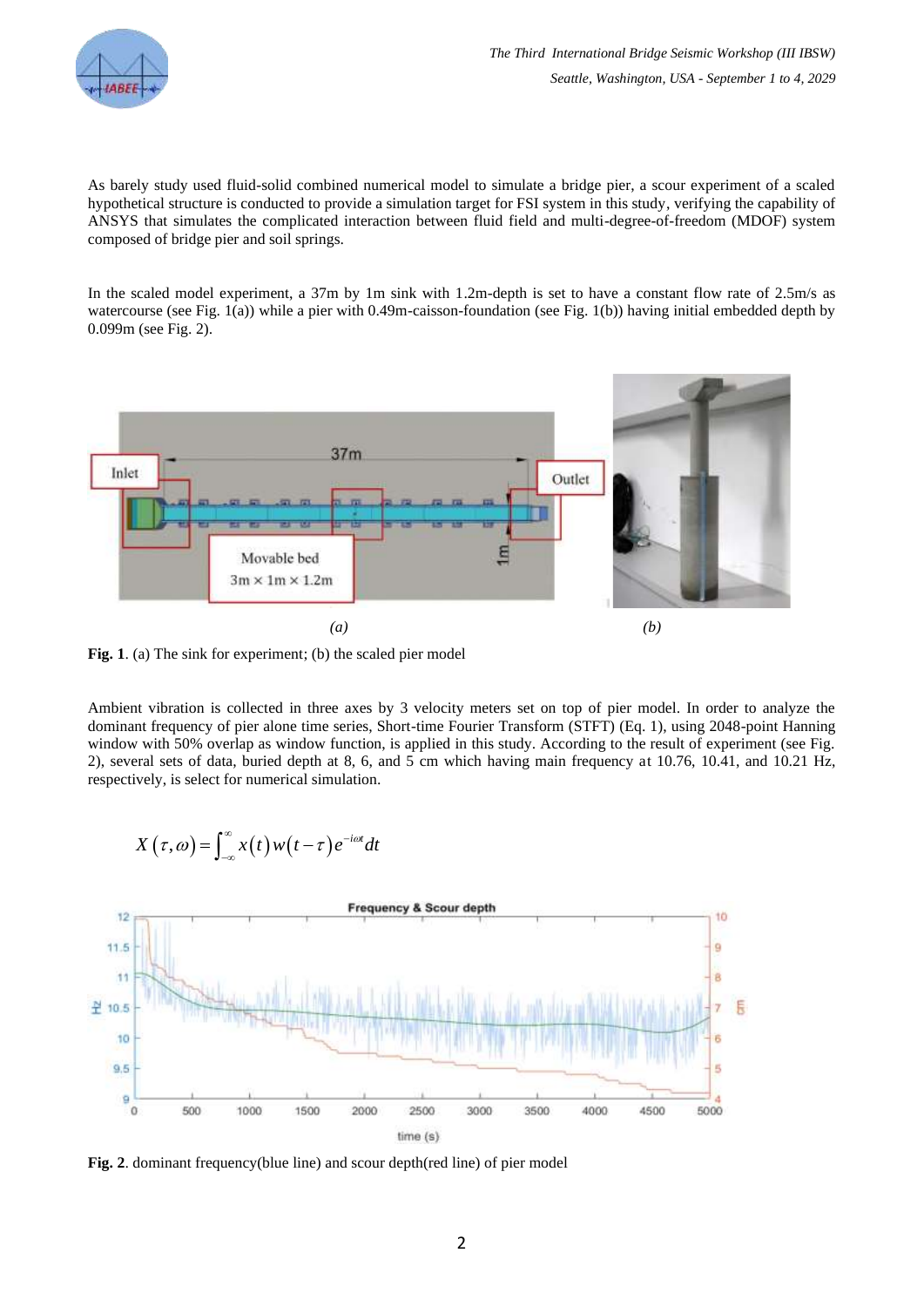As barely study used fluid-solid combined numerical model to simulate a bridge pier, a scour experiment of a scaled hypothetical structure is conducted to provide a simulation target for FSI system in this study, verifying the capability of ANSYS that simulates the complicated interaction between fluid field and multi-degree-of-freedom (MDOF) system composed of bridge pier and soil springs.

In the scaled model experiment, a 37m by 1m sink with 1.2m-depth is set to have a constant flow rate of 2.5m/s as watercourse (see Fig. 1(a)) while a pier with 0.49m-caisson-foundation (see Fig. 1(b)) having initial embedded depth by 0.099m (see Fig. 2).

*(a)* *(b)*

**Fig. 1**. (a) The sink for experiment; (b) the scaled pier model

Ambient vibration is collected in three axes by 3 velocity meters set on top of pier model. In order to analyze the dominant frequency of pier alone time series, Short-time Fourier Transform (STFT) (Eq. 1), using 2048-point Hanning window with 50% overlap as window function, is applied in this study. According to the result of experiment (see Fig. 2), several sets of data, buried depth at 8, 6, and 5 cm which having main frequency at 10.76, 10.41, and 10.21 Hz, respectively, is select for numerical simulation.

$$X(\tau,\omega) = \int_{-\infty}^{\infty} x(t)\,w(t-\tau)\,e^{-i\omega t}dt$$

**Fig. 2**. dominant frequency(blue line) and scour depth(red line) of pier model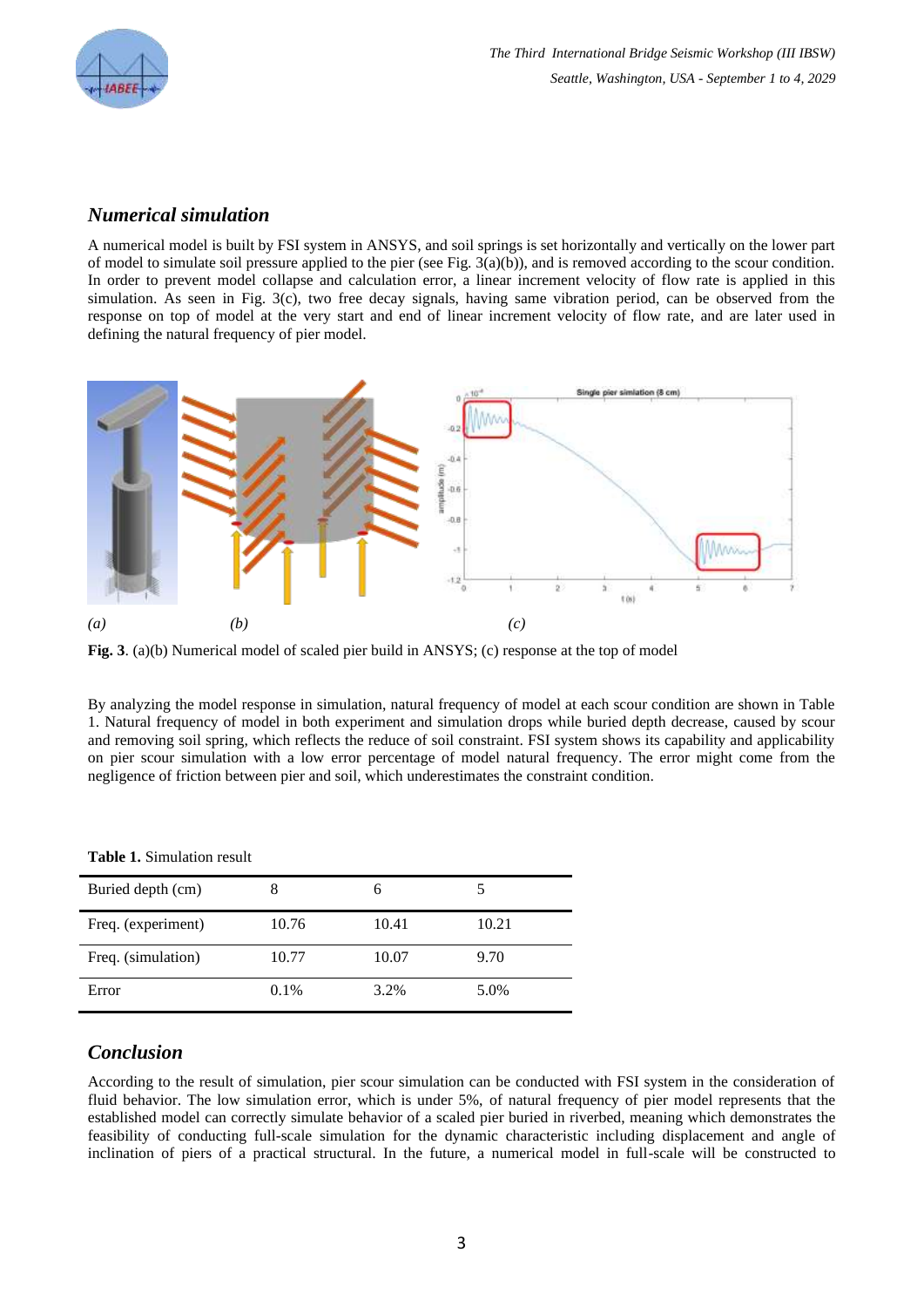## Numerical simulation

A numerical model is built by FSI system in ANSYS, and soil springs is set horizontally and vertically on the lower part of model to simulate soil pressure applied to the pier (see Fig. 3(a)(b)), and is removed according to the scour condition. In order to prevent model collapse and calculation error, a linear increment velocity of flow rate is applied in this simulation. As seen in Fig. 3(c), two free decay signals, having same vibration period, can be observed from the response on top of model at the very start and end of linear increment velocity of flow rate, and are later used in defining the natural frequency of pier model.

*(a)* *(b)* *(c)*

**Fig. 3**. (a)(b) Numerical model of scaled pier build in ANSYS; (c) response at the top of model

By analyzing the model response in simulation, natural frequency of model at each scour condition are shown in Table 1. Natural frequency of model in both experiment and simulation drops while buried depth decrease, caused by scour and removing soil spring, which reflects the reduce of soil constraint. FSI system shows its capability and applicability on pier scour simulation with a low error percentage of model natural frequency. The error might come from the negligence of friction between pier and soil, which underestimates the constraint condition.

**Table 1.** Simulation result

| Buried depth (cm) | 8 | 6 | 5 |
|---|---|---|---|
| Freq. (experiment) | 10.76 | 10.41 | 10.21 |
| Freq. (simulation) | 10.77 | 10.07 | 9.70 |
| Error | 0.1% | 3.2% | 5.0% |

## Conclusion

According to the result of simulation, pier scour simulation can be conducted with FSI system in the consideration of fluid behavior. The low simulation error, which is under 5%, of natural frequency of pier model represents that the established model can correctly simulate behavior of a scaled pier buried in riverbed, meaning which demonstrates the feasibility of conducting full-scale simulation for the dynamic characteristic including displacement and angle of inclination of piers of a practical structural. In the future, a numerical model in full-scale will be constructed to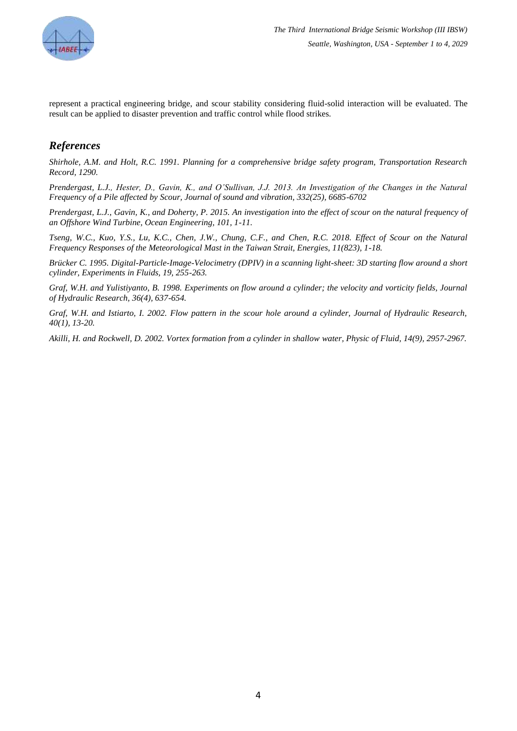represent a practical engineering bridge, and scour stability considering fluid-solid interaction will be evaluated. The result can be applied to disaster prevention and traffic control while flood strikes.

## *References*

*Shirhole, A.M. and Holt, R.C. 1991. Planning for a comprehensive bridge safety program, Transportation Research Record, 1290.*

*Prendergast, L.J., Hester, D., Gavin, K., and O'Sullivan, J.J. 2013. An Investigation of the Changes in the Natural Frequency of a Pile affected by Scour, Journal of sound and vibration, 332(25), 6685-6702*

*Prendergast, L.J., Gavin, K., and Doherty, P. 2015. An investigation into the effect of scour on the natural frequency of an Offshore Wind Turbine, Ocean Engineering, 101, 1-11.*

*Tseng, W.C., Kuo, Y.S., Lu, K.C., Chen, J.W., Chung, C.F., and Chen, R.C. 2018. Effect of Scour on the Natural Frequency Responses of the Meteorological Mast in the Taiwan Strait, Energies, 11(823), 1-18.*

*Brücker C. 1995. Digital-Particle-Image-Velocimetry (DPIV) in a scanning light-sheet: 3D starting flow around a short cylinder, Experiments in Fluids, 19, 255-263.*

*Graf, W.H. and Yulistiyanto, B. 1998. Experiments on flow around a cylinder; the velocity and vorticity fields, Journal of Hydraulic Research, 36(4), 637-654.*

*Graf, W.H. and Istiarto, I. 2002. Flow pattern in the scour hole around a cylinder, Journal of Hydraulic Research, 40(1), 13-20.*

*Akilli, H. and Rockwell, D. 2002. Vortex formation from a cylinder in shallow water, Physic of Fluid, 14(9), 2957-2967.*